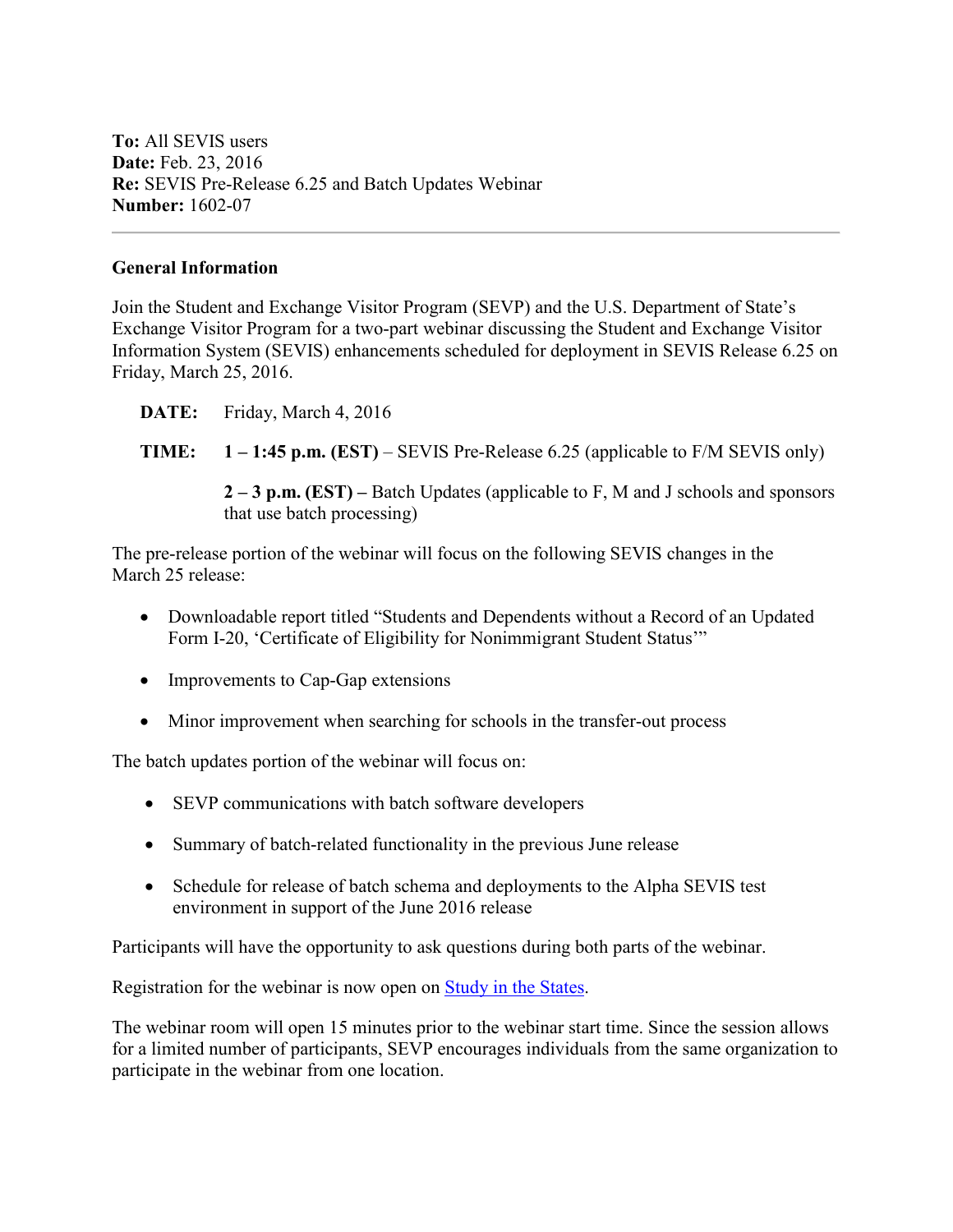**To:** All SEVIS users
**Date:** Feb. 23, 2016
**Re:** SEVIS Pre-Release 6.25 and Batch Updates Webinar
**Number:** 1602-07

---

## General Information

Join the Student and Exchange Visitor Program (SEVP) and the U.S. Department of State's Exchange Visitor Program for a two-part webinar discussing the Student and Exchange Visitor Information System (SEVIS) enhancements scheduled for deployment in SEVIS Release 6.25 on Friday, March 25, 2016.

**DATE:** Friday, March 4, 2016

**TIME:** **1 – 1:45 p.m. (EST)** – SEVIS Pre-Release 6.25 (applicable to F/M SEVIS only)

**2 – 3 p.m. (EST) –** Batch Updates (applicable to F, M and J schools and sponsors that use batch processing)

The pre-release portion of the webinar will focus on the following SEVIS changes in the March 25 release:

- Downloadable report titled "Students and Dependents without a Record of an Updated Form I-20, 'Certificate of Eligibility for Nonimmigrant Student Status'"
- Improvements to Cap-Gap extensions
- Minor improvement when searching for schools in the transfer-out process

The batch updates portion of the webinar will focus on:

- SEVP communications with batch software developers
- Summary of batch-related functionality in the previous June release
- Schedule for release of batch schema and deployments to the Alpha SEVIS test environment in support of the June 2016 release

Participants will have the opportunity to ask questions during both parts of the webinar.

Registration for the webinar is now open on Study in the States.

The webinar room will open 15 minutes prior to the webinar start time. Since the session allows for a limited number of participants, SEVP encourages individuals from the same organization to participate in the webinar from one location.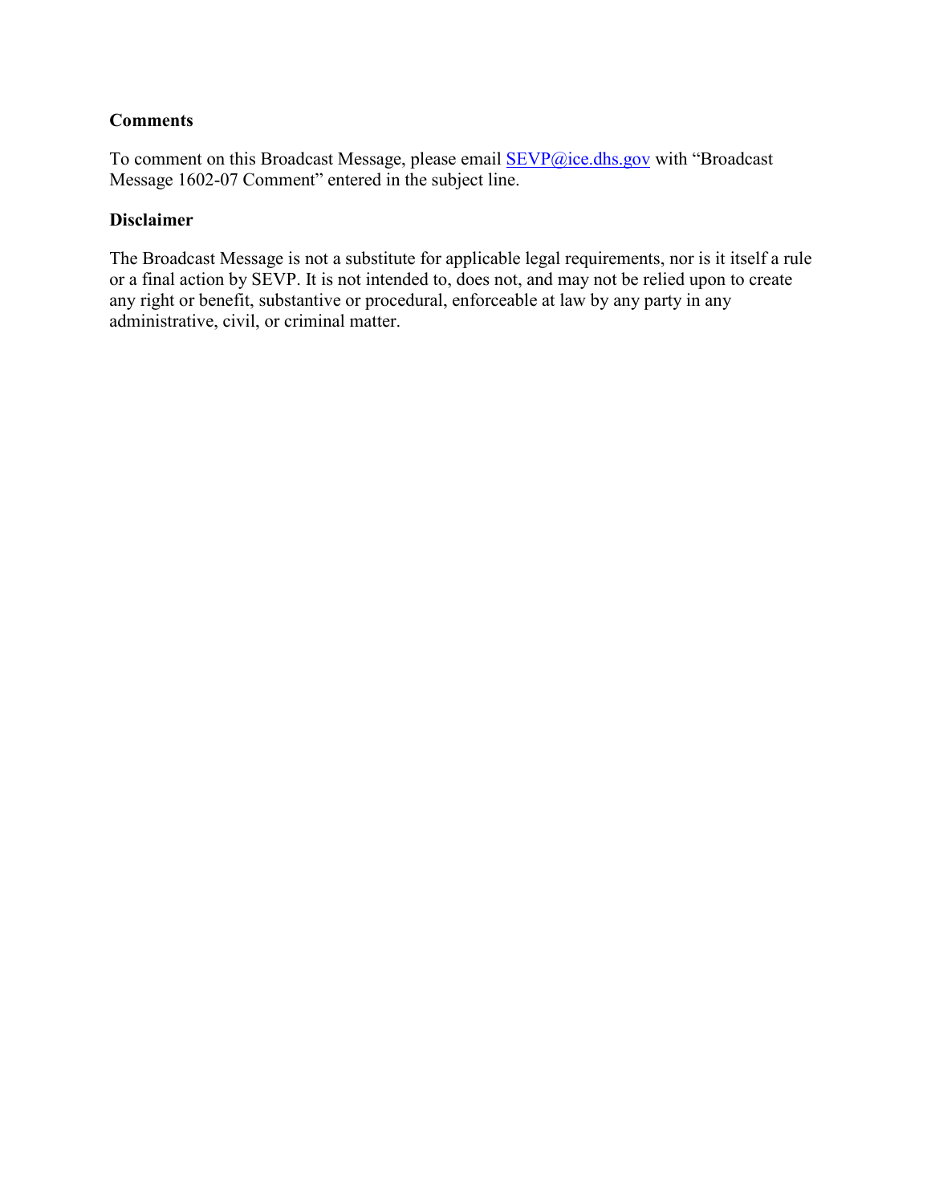**Comments**

To comment on this Broadcast Message, please email [SEVP@ice.dhs.gov](mailto:SEVP@ice.dhs.gov) with "Broadcast Message 1602-07 Comment" entered in the subject line.

**Disclaimer**

The Broadcast Message is not a substitute for applicable legal requirements, nor is it itself a rule or a final action by SEVP. It is not intended to, does not, and may not be relied upon to create any right or benefit, substantive or procedural, enforceable at law by any party in any administrative, civil, or criminal matter.